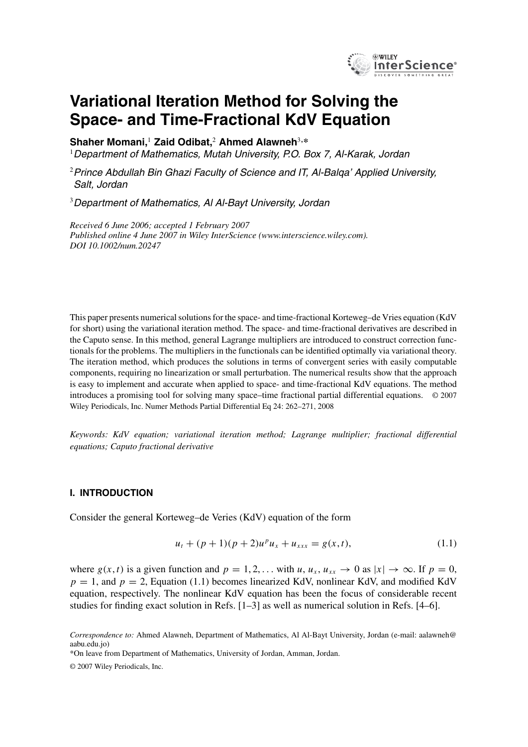# Variational Iteration Method for Solving the Space- and Time-Fractional KdV Equation

**Shaher Momani,**[1] **Zaid Odibat,**[2] **Ahmed Alawneh**[3,*]

[1] *Department of Mathematics, Mutah University, P.O. Box 7, Al-Karak, Jordan*

[2] *Prince Abdullah Bin Ghazi Faculty of Science and IT, Al-Balqa' Applied University, Salt, Jordan*

[3] *Department of Mathematics, Al Al-Bayt University, Jordan*

*Received 6 June 2006; accepted 1 February 2007*
*Published online 4 June 2007 in Wiley InterScience (www.interscience.wiley.com).*
*DOI 10.1002/num.20247*

This paper presents numerical solutions for the space- and time-fractional Korteweg–de Vries equation (KdV for short) using the variational iteration method. The space- and time-fractional derivatives are described in the Caputo sense. In this method, general Lagrange multipliers are introduced to construct correction functionals for the problems. The multipliers in the functionals can be identified optimally via variational theory. The iteration method, which produces the solutions in terms of convergent series with easily computable components, requiring no linearization or small perturbation. The numerical results show that the approach is easy to implement and accurate when applied to space- and time-fractional KdV equations. The method introduces a promising tool for solving many space–time fractional partial differential equations. © 2007 Wiley Periodicals, Inc. Numer Methods Partial Differential Eq 24: 262–271, 2008

*Keywords: KdV equation; variational iteration method; Lagrange multiplier; fractional differential equations; Caputo fractional derivative*

## I. INTRODUCTION

Consider the general Korteweg–de Veries (KdV) equation of the form

$$u_t + (p+1)(p+2)u^p u_x + u_{xxx} = g(x,t), \tag{1.1}$$

where $g(x,t)$ is a given function and $p = 1, 2, \ldots$ with $u, u_x, u_{xx} \to 0$ as $|x| \to \infty$. If $p = 0$, $p = 1$, and $p = 2$, Equation (1.1) becomes linearized KdV, nonlinear KdV, and modified KdV equation, respectively. The nonlinear KdV equation has been the focus of considerable recent studies for finding exact solution in Refs. [1–3] as well as numerical solution in Refs. [4–6].

*Correspondence to:* Ahmed Alawneh, Department of Mathematics, Al Al-Bayt University, Jordan (e-mail: aalawneh@aabu.edu.jo)

*On leave from Department of Mathematics, University of Jordan, Amman, Jordan.

© 2007 Wiley Periodicals, Inc.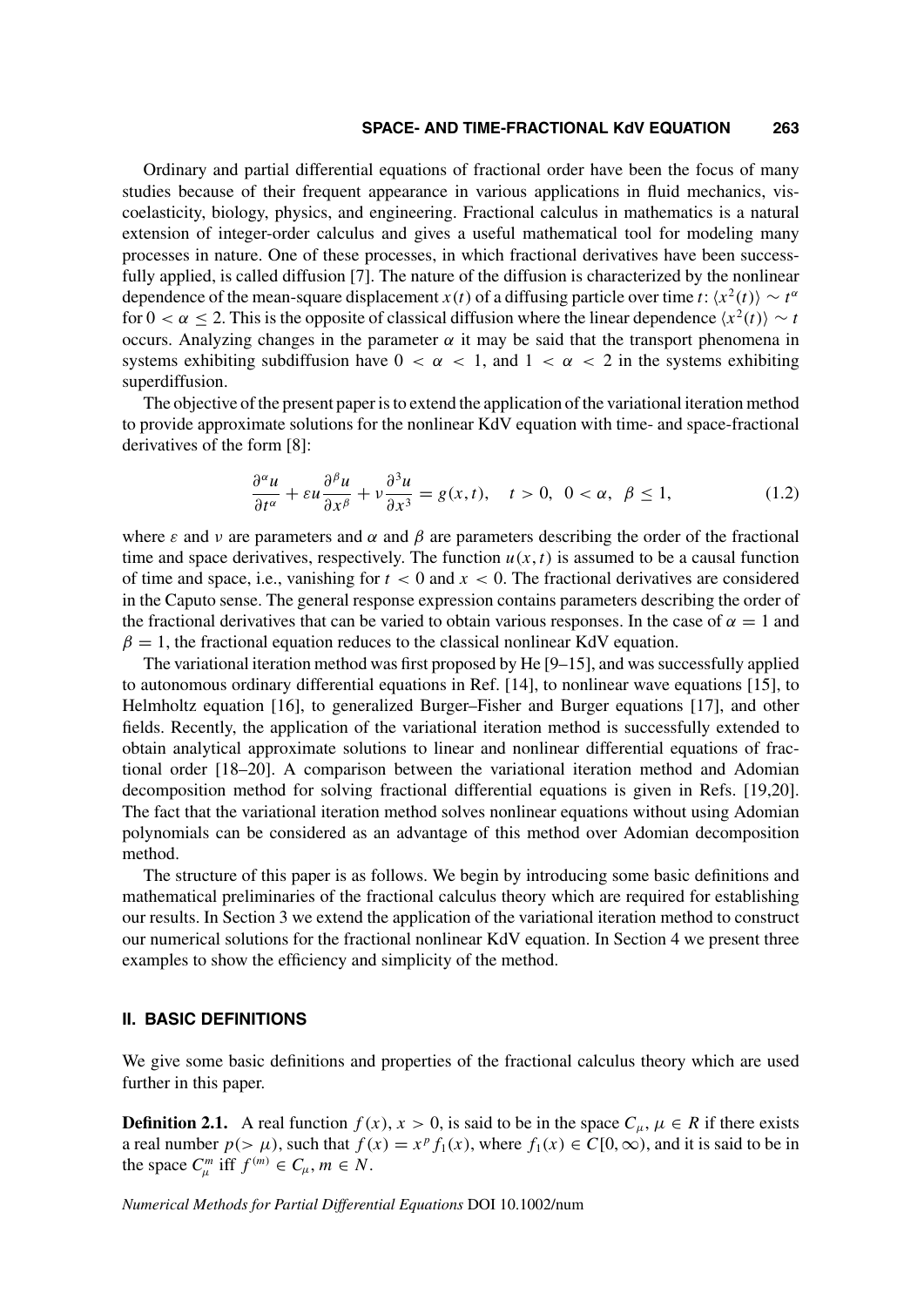Ordinary and partial differential equations of fractional order have been the focus of many studies because of their frequent appearance in various applications in fluid mechanics, viscoelasticity, biology, physics, and engineering. Fractional calculus in mathematics is a natural extension of integer-order calculus and gives a useful mathematical tool for modeling many processes in nature. One of these processes, in which fractional derivatives have been successfully applied, is called diffusion [7]. The nature of the diffusion is characterized by the nonlinear dependence of the mean-square displacement $x(t)$ of a diffusing particle over time $t$: $\langle x^2(t)\rangle \sim t^\alpha$ for $0 < \alpha \leq 2$. This is the opposite of classical diffusion where the linear dependence $\langle x^2(t)\rangle \sim t$ occurs. Analyzing changes in the parameter $\alpha$ it may be said that the transport phenomena in systems exhibiting subdiffusion have $0 < \alpha < 1$, and $1 < \alpha < 2$ in the systems exhibiting superdiffusion.

The objective of the present paper is to extend the application of the variational iteration method to provide approximate solutions for the nonlinear KdV equation with time- and space-fractional derivatives of the form [8]:

$$\frac{\partial^\alpha u}{\partial t^\alpha} + \varepsilon u \frac{\partial^\beta u}{\partial x^\beta} + \nu \frac{\partial^3 u}{\partial x^3} = g(x,t), \quad t > 0, \ 0 < \alpha, \ \beta \leq 1, \tag{1.2}$$

where $\varepsilon$ and $\nu$ are parameters and $\alpha$ and $\beta$ are parameters describing the order of the fractional time and space derivatives, respectively. The function $u(x,t)$ is assumed to be a causal function of time and space, i.e., vanishing for $t < 0$ and $x < 0$. The fractional derivatives are considered in the Caputo sense. The general response expression contains parameters describing the order of the fractional derivatives that can be varied to obtain various responses. In the case of $\alpha = 1$ and $\beta = 1$, the fractional equation reduces to the classical nonlinear KdV equation.

The variational iteration method was first proposed by He [9–15], and was successfully applied to autonomous ordinary differential equations in Ref. [14], to nonlinear wave equations [15], to Helmholtz equation [16], to generalized Burger–Fisher and Burger equations [17], and other fields. Recently, the application of the variational iteration method is successfully extended to obtain analytical approximate solutions to linear and nonlinear differential equations of fractional order [18–20]. A comparison between the variational iteration method and Adomian decomposition method for solving fractional differential equations is given in Refs. [19,20]. The fact that the variational iteration method solves nonlinear equations without using Adomian polynomials can be considered as an advantage of this method over Adomian decomposition method.

The structure of this paper is as follows. We begin by introducing some basic definitions and mathematical preliminaries of the fractional calculus theory which are required for establishing our results. In Section 3 we extend the application of the variational iteration method to construct our numerical solutions for the fractional nonlinear KdV equation. In Section 4 we present three examples to show the efficiency and simplicity of the method.

## II. BASIC DEFINITIONS

We give some basic definitions and properties of the fractional calculus theory which are used further in this paper.

**Definition 2.1.** A real function $f(x)$, $x > 0$, is said to be in the space $C_\mu$, $\mu \in R$ if there exists a real number $p(> \mu)$, such that $f(x) = x^p f_1(x)$, where $f_1(x) \in C[0,\infty)$, and it is said to be in the space $C_\mu^m$ iff $f^{(m)} \in C_\mu$, $m \in N$.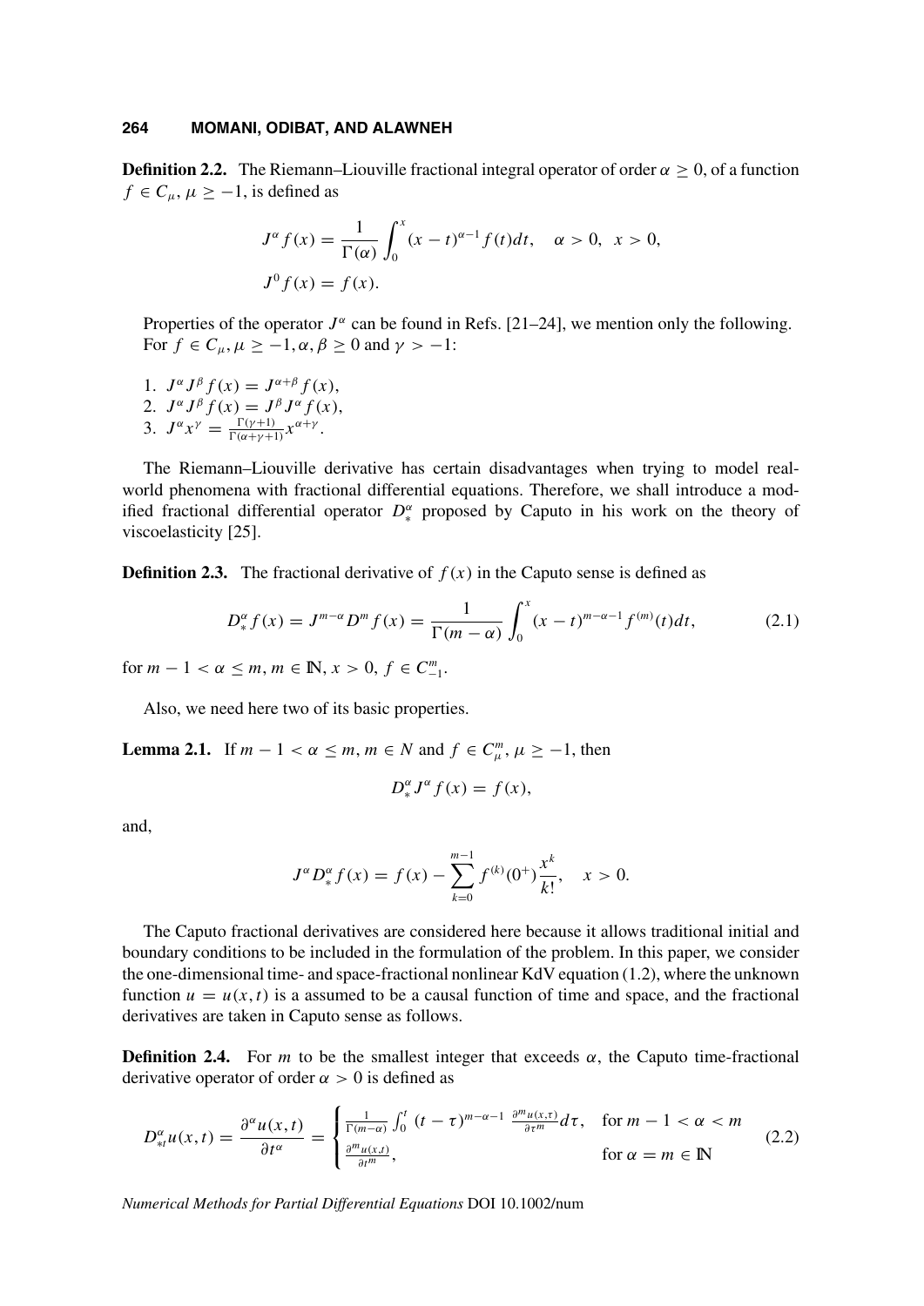**Definition 2.2.** The Riemann–Liouville fractional integral operator of order $\alpha \geq 0$, of a function $f \in C_\mu$, $\mu \geq -1$, is defined as

$$J^\alpha f(x) = \frac{1}{\Gamma(\alpha)} \int_0^x (x-t)^{\alpha-1} f(t)dt, \quad \alpha > 0, \; x > 0,$$
$$J^0 f(x) = f(x).$$

Properties of the operator $J^\alpha$ can be found in Refs. [21–24], we mention only the following. For $f \in C_\mu, \mu \geq -1, \alpha, \beta \geq 0$ and $\gamma > -1$:

1. $J^\alpha J^\beta f(x) = J^{\alpha+\beta} f(x)$,
2. $J^\alpha J^\beta f(x) = J^\beta J^\alpha f(x)$,
3. $J^\alpha x^\gamma = \frac{\Gamma(\gamma+1)}{\Gamma(\alpha+\gamma+1)} x^{\alpha+\gamma}$.

The Riemann–Liouville derivative has certain disadvantages when trying to model real-world phenomena with fractional differential equations. Therefore, we shall introduce a modified fractional differential operator $D_*^\alpha$ proposed by Caputo in his work on the theory of viscoelasticity [25].

**Definition 2.3.** The fractional derivative of $f(x)$ in the Caputo sense is defined as

$$D_*^\alpha f(x) = J^{m-\alpha} D^m f(x) = \frac{1}{\Gamma(m-\alpha)} \int_0^x (x-t)^{m-\alpha-1} f^{(m)}(t)dt, \tag{2.1}$$

for $m - 1 < \alpha \leq m$, $m \in \mathbb{N}$, $x > 0$, $f \in C_{-1}^m$.

Also, we need here two of its basic properties.

**Lemma 2.1.** If $m - 1 < \alpha \leq m$, $m \in N$ and $f \in C_\mu^m$, $\mu \geq -1$, then

$$D_*^\alpha J^\alpha f(x) = f(x),$$

and,

$$J^\alpha D_*^\alpha f(x) = f(x) - \sum_{k=0}^{m-1} f^{(k)}(0^+) \frac{x^k}{k!}, \quad x > 0.$$

The Caputo fractional derivatives are considered here because it allows traditional initial and boundary conditions to be included in the formulation of the problem. In this paper, we consider the one-dimensional time- and space-fractional nonlinear KdV equation (1.2), where the unknown function $u = u(x,t)$ is a assumed to be a causal function of time and space, and the fractional derivatives are taken in Caputo sense as follows.

**Definition 2.4.** For $m$ to be the smallest integer that exceeds $\alpha$, the Caputo time-fractional derivative operator of order $\alpha > 0$ is defined as

$$D_{*t}^\alpha u(x,t) = \frac{\partial^\alpha u(x,t)}{\partial t^\alpha} = \begin{cases} \frac{1}{\Gamma(m-\alpha)} \int_0^t (t-\tau)^{m-\alpha-1} \frac{\partial^m u(x,\tau)}{\partial \tau^m} d\tau, & \text{for } m-1 < \alpha < m \\ \frac{\partial^m u(x,t)}{\partial t^m}, & \text{for } \alpha = m \in \mathbb{N} \end{cases} \tag{2.2}$$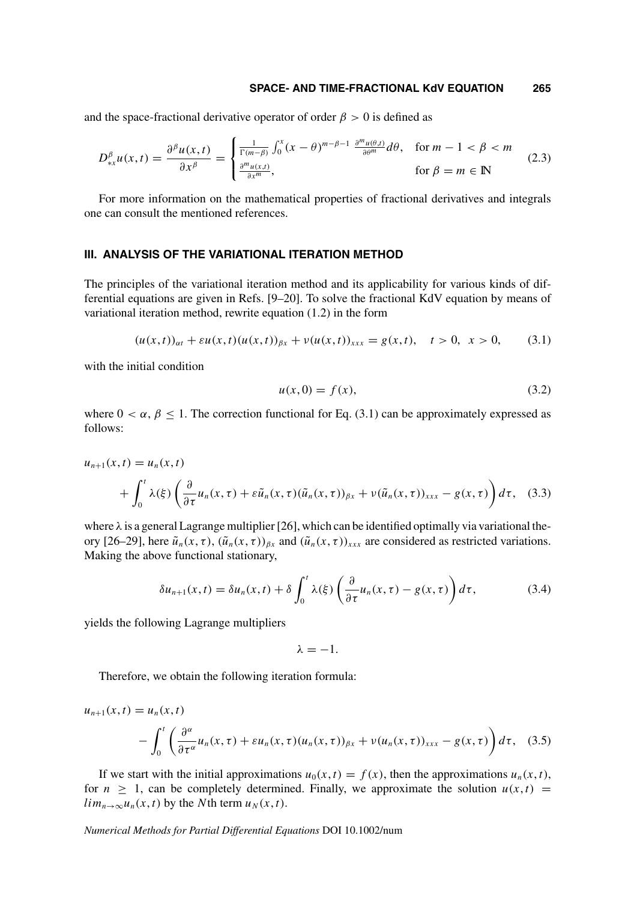and the space-fractional derivative operator of order $\beta > 0$ is defined as

$$D_{*x}^{\beta}u(x,t) = \frac{\partial^{\beta}u(x,t)}{\partial x^{\beta}} = \begin{cases} \frac{1}{\Gamma(m-\beta)}\int_0^x (x-\theta)^{m-\beta-1}\ \frac{\partial^m u(\theta,t)}{\partial \theta^m}d\theta, & \text{for } m-1 < \beta < m \\ \frac{\partial^m u(x,t)}{\partial x^m}, & \text{for } \beta = m \in \mathbb{N} \end{cases} \tag{2.3}$$

For more information on the mathematical properties of fractional derivatives and integrals one can consult the mentioned references.

## III. ANALYSIS OF THE VARIATIONAL ITERATION METHOD

The principles of the variational iteration method and its applicability for various kinds of differential equations are given in Refs. [9–20]. To solve the fractional KdV equation by means of variational iteration method, rewrite equation (1.2) in the form

$$(u(x,t))_{\alpha t} + \varepsilon u(x,t)(u(x,t))_{\beta x} + \nu(u(x,t))_{xxx} = g(x,t), \quad t > 0, \;\; x > 0, \tag{3.1}$$

with the initial condition

$$u(x,0) = f(x), \tag{3.2}$$

where $0 < \alpha, \beta \leq 1$. The correction functional for Eq. (3.1) can be approximately expressed as follows:

$$u_{n+1}(x,t) = u_n(x,t) + \int_0^t \lambda(\xi)\left(\frac{\partial}{\partial \tau}u_n(x,\tau) + \varepsilon\tilde{u}_n(x,\tau)(\tilde{u}_n(x,\tau))_{\beta x} + \nu(\tilde{u}_n(x,\tau))_{xxx} - g(x,\tau)\right)d\tau, \tag{3.3}$$

where $\lambda$ is a general Lagrange multiplier [26], which can be identified optimally via variational theory [26–29], here $\tilde{u}_n(x,\tau)$, $(\tilde{u}_n(x,\tau))_{\beta x}$ and $(\tilde{u}_n(x,\tau))_{xxx}$ are considered as restricted variations. Making the above functional stationary,

$$\delta u_{n+1}(x,t) = \delta u_n(x,t) + \delta\int_0^t \lambda(\xi)\left(\frac{\partial}{\partial \tau}u_n(x,\tau) - g(x,\tau)\right)d\tau, \tag{3.4}$$

yields the following Lagrange multipliers

$$\lambda = -1.$$

Therefore, we obtain the following iteration formula:

$$u_{n+1}(x,t) = u_n(x,t) - \int_0^t \left(\frac{\partial^{\alpha}}{\partial \tau^{\alpha}}u_n(x,\tau) + \varepsilon u_n(x,\tau)(u_n(x,\tau))_{\beta x} + \nu(u_n(x,\tau))_{xxx} - g(x,\tau)\right)d\tau, \tag{3.5}$$

If we start with the initial approximations $u_0(x,t) = f(x)$, then the approximations $u_n(x,t)$, for $n \geq 1$, can be completely determined. Finally, we approximate the solution $u(x,t) = lim_{n\to\infty}u_n(x,t)$ by the $N$th term $u_N(x,t)$.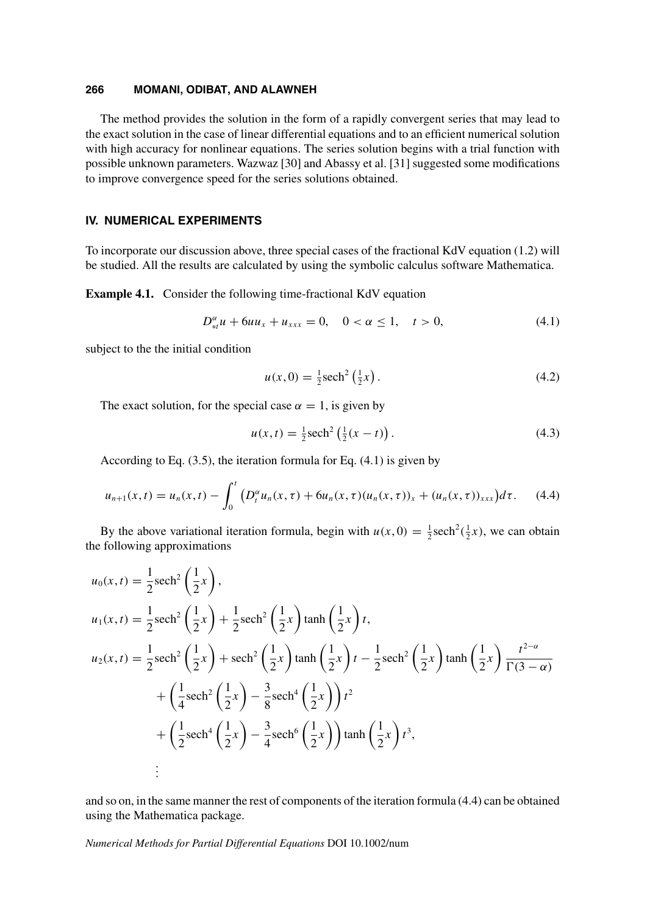The method provides the solution in the form of a rapidly convergent series that may lead to the exact solution in the case of linear differential equations and to an efficient numerical solution with high accuracy for nonlinear equations. The series solution begins with a trial function with possible unknown parameters. Wazwaz [30] and Abassy et al. [31] suggested some modifications to improve convergence speed for the series solutions obtained.

## IV. NUMERICAL EXPERIMENTS

To incorporate our discussion above, three special cases of the fractional KdV equation (1.2) will be studied. All the results are calculated by using the symbolic calculus software Mathematica.

**Example 4.1.** Consider the following time-fractional KdV equation

$$D_{*t}^{\alpha}u + 6uu_x + u_{xxx} = 0, \quad 0 < \alpha \le 1, \quad t > 0, \tag{4.1}$$

subject to the the initial condition

$$u(x,0) = \tfrac{1}{2}\text{sech}^2\left(\tfrac{1}{2}x\right). \tag{4.2}$$

The exact solution, for the special case $\alpha = 1$, is given by

$$u(x,t) = \tfrac{1}{2}\text{sech}^2\left(\tfrac{1}{2}(x-t)\right). \tag{4.3}$$

According to Eq. (3.5), the iteration formula for Eq. (4.1) is given by

$$u_{n+1}(x,t) = u_n(x,t) - \int_0^t \left(D_t^{\alpha}u_n(x,\tau) + 6u_n(x,\tau)(u_n(x,\tau))_x + (u_n(x,\tau))_{xxx}\right)d\tau. \tag{4.4}$$

By the above variational iteration formula, begin with $u(x,0) = \frac{1}{2}\text{sech}^2(\frac{1}{2}x)$, we can obtain the following approximations

$$u_0(x,t) = \frac{1}{2}\text{sech}^2\left(\frac{1}{2}x\right),$$

$$u_1(x,t) = \frac{1}{2}\text{sech}^2\left(\frac{1}{2}x\right) + \frac{1}{2}\text{sech}^2\left(\frac{1}{2}x\right)\tanh\left(\frac{1}{2}x\right)t,$$

$$\begin{aligned}
u_2(x,t) = {} & \frac{1}{2}\text{sech}^2\left(\frac{1}{2}x\right) + \text{sech}^2\left(\frac{1}{2}x\right)\tanh\left(\frac{1}{2}x\right)t - \frac{1}{2}\text{sech}^2\left(\frac{1}{2}x\right)\tanh\left(\frac{1}{2}x\right)\frac{t^{2-\alpha}}{\Gamma(3-\alpha)} \\
& + \left(\frac{1}{4}\text{sech}^2\left(\frac{1}{2}x\right) - \frac{3}{8}\text{sech}^4\left(\frac{1}{2}x\right)\right)t^2 \\
& + \left(\frac{1}{2}\text{sech}^4\left(\frac{1}{2}x\right) - \frac{3}{4}\text{sech}^6\left(\frac{1}{2}x\right)\right)\tanh\left(\frac{1}{2}x\right)t^3, \\
& \vdots
\end{aligned}$$

and so on, in the same manner the rest of components of the iteration formula (4.4) can be obtained using the Mathematica package.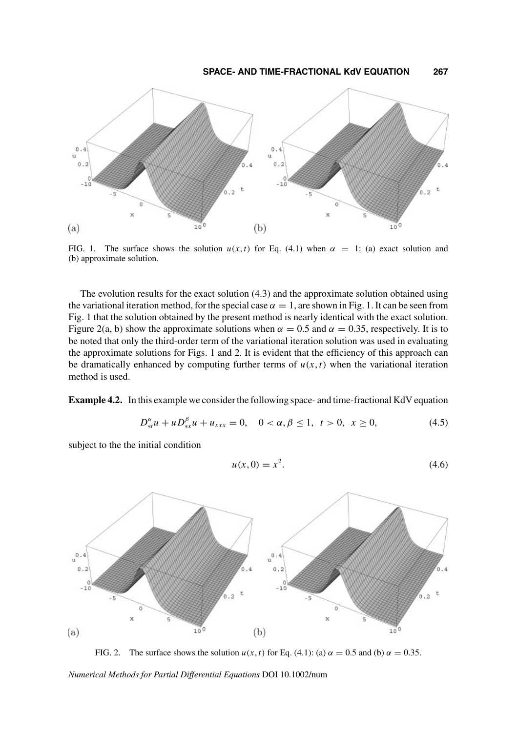FIG. 1. The surface shows the solution $u(x,t)$ for Eq. (4.1) when $\alpha = 1$: (a) exact solution and (b) approximate solution.

The evolution results for the exact solution (4.3) and the approximate solution obtained using the variational iteration method, for the special case $\alpha = 1$, are shown in Fig. 1. It can be seen from Fig. 1 that the solution obtained by the present method is nearly identical with the exact solution. Figure 2(a, b) show the approximate solutions when $\alpha = 0.5$ and $\alpha = 0.35$, respectively. It is to be noted that only the third-order term of the variational iteration solution was used in evaluating the approximate solutions for Figs. 1 and 2. It is evident that the efficiency of this approach can be dramatically enhanced by computing further terms of $u(x,t)$ when the variational iteration method is used.

**Example 4.2.** In this example we consider the following space- and time-fractional KdV equation

$$D_{*t}^{\alpha} u + u D_{*x}^{\beta} u + u_{xxx} = 0, \quad 0 < \alpha, \beta \leq 1, \;\; t > 0, \;\; x \geq 0, \tag{4.5}$$

subject to the the initial condition

$$u(x,0) = x^2. \tag{4.6}$$

FIG. 2. The surface shows the solution $u(x,t)$ for Eq. (4.1): (a) $\alpha = 0.5$ and (b) $\alpha = 0.35$.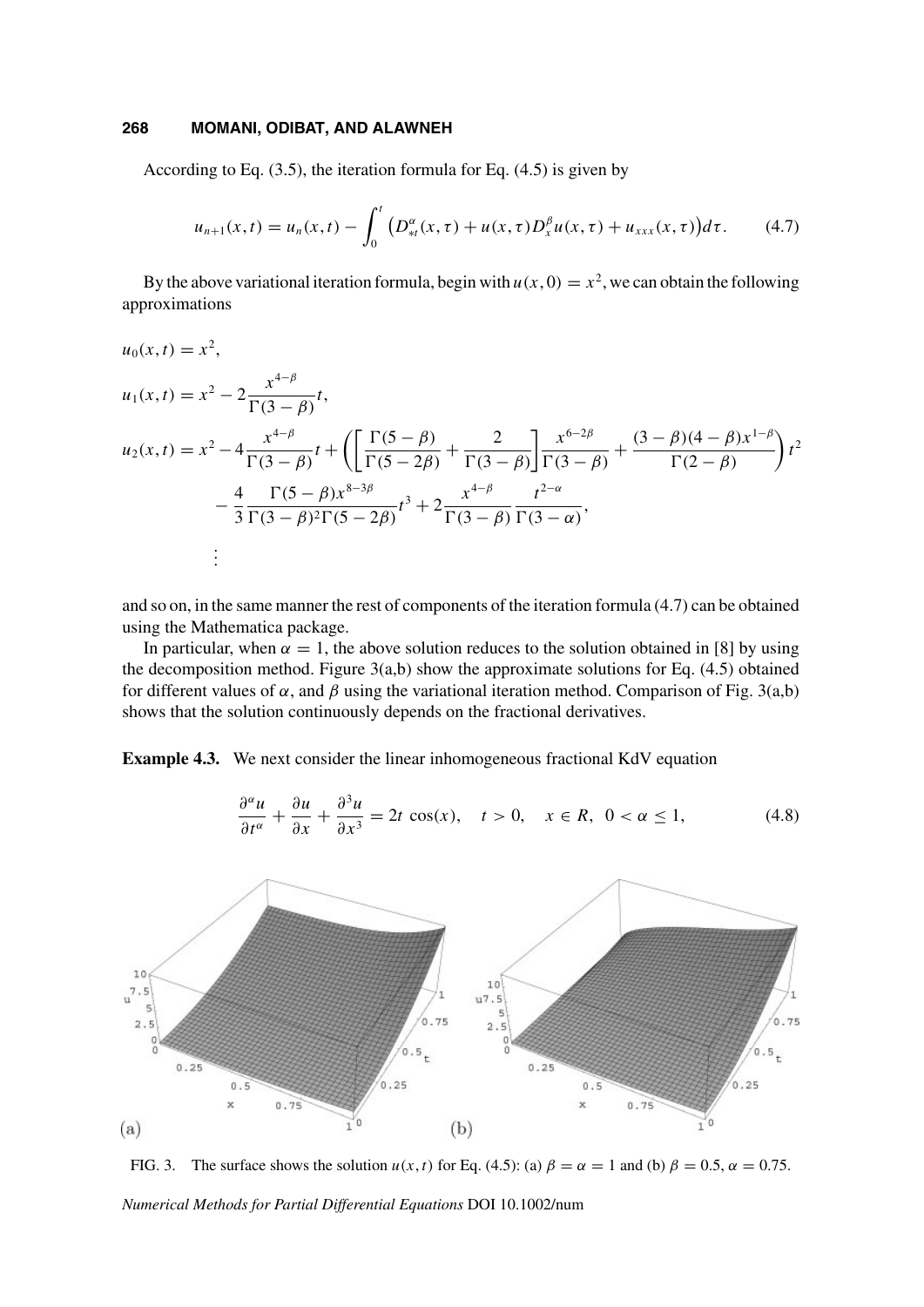According to Eq. (3.5), the iteration formula for Eq. (4.5) is given by

$$u_{n+1}(x,t) = u_n(x,t) - \int_0^t \left(D_{*t}^{\alpha}(x,\tau) + u(x,\tau)D_x^{\beta}u(x,\tau) + u_{xxx}(x,\tau)\right)d\tau. \tag{4.7}$$

By the above variational iteration formula, begin with $u(x,0) = x^2$, we can obtain the following approximations

$$u_0(x,t) = x^2,$$

$$u_1(x,t) = x^2 - 2\frac{x^{4-\beta}}{\Gamma(3-\beta)}t,$$

$$\begin{aligned}u_2(x,t) = x^2 &- 4\frac{x^{4-\beta}}{\Gamma(3-\beta)}t + \left(\left[\frac{\Gamma(5-\beta)}{\Gamma(5-2\beta)} + \frac{2}{\Gamma(3-\beta)}\right]\frac{x^{6-2\beta}}{\Gamma(3-\beta)} + \frac{(3-\beta)(4-\beta)x^{1-\beta}}{\Gamma(2-\beta)}\right)t^2 \\ &- \frac{4}{3}\frac{\Gamma(5-\beta)x^{8-3\beta}}{\Gamma(3-\beta)^2\Gamma(5-2\beta)}t^3 + 2\frac{x^{4-\beta}}{\Gamma(3-\beta)}\frac{t^{2-\alpha}}{\Gamma(3-\alpha)},\end{aligned}$$

$$\vdots$$

and so on, in the same manner the rest of components of the iteration formula (4.7) can be obtained using the Mathematica package.

In particular, when $\alpha = 1$, the above solution reduces to the solution obtained in [8] by using the decomposition method. Figure 3(a,b) show the approximate solutions for Eq. (4.5) obtained for different values of $\alpha$, and $\beta$ using the variational iteration method. Comparison of Fig. 3(a,b) shows that the solution continuously depends on the fractional derivatives.

**Example 4.3.** We next consider the linear inhomogeneous fractional KdV equation

$$\frac{\partial^{\alpha}u}{\partial t^{\alpha}} + \frac{\partial u}{\partial x} + \frac{\partial^3 u}{\partial x^3} = 2t\cos(x), \quad t > 0, \quad x \in R, \ 0 < \alpha \leq 1, \tag{4.8}$$

FIG. 3. The surface shows the solution $u(x,t)$ for Eq. (4.5): (a) $\beta = \alpha = 1$ and (b) $\beta = 0.5$, $\alpha = 0.75$.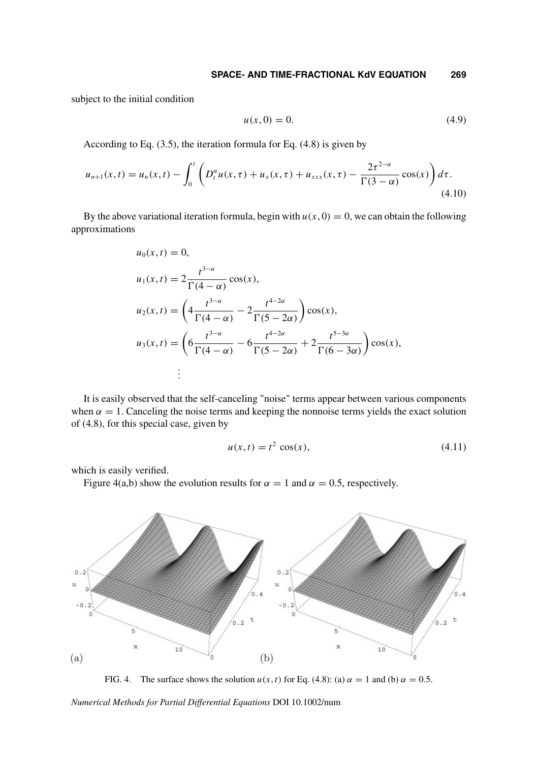subject to the initial condition

$$u(x,0) = 0. \tag{4.9}$$

According to Eq. (3.5), the iteration formula for Eq. (4.8) is given by

$$u_{n+1}(x,t) = u_n(x,t) - \int_0^t \left( D_t^{\alpha} u(x,\tau) + u_x(x,\tau) + u_{xxx}(x,\tau) - \frac{2\tau^{2-\alpha}}{\Gamma(3-\alpha)}\cos(x) \right) d\tau. \tag{4.10}$$

By the above variational iteration formula, begin with $u(x,0) = 0$, we can obtain the following approximations

$$u_0(x,t) = 0,$$

$$u_1(x,t) = 2\frac{t^{3-\alpha}}{\Gamma(4-\alpha)}\cos(x),$$

$$u_2(x,t) = \left(4\frac{t^{3-\alpha}}{\Gamma(4-\alpha)} - 2\frac{t^{4-2\alpha}}{\Gamma(5-2\alpha)}\right)\cos(x),$$

$$u_3(x,t) = \left(6\frac{t^{3-\alpha}}{\Gamma(4-\alpha)} - 6\frac{t^{4-2\alpha}}{\Gamma(5-2\alpha)} + 2\frac{t^{5-3\alpha}}{\Gamma(6-3\alpha)}\right)\cos(x),$$

$$\vdots$$

It is easily observed that the self-canceling "noise" terms appear between various components when $\alpha = 1$. Canceling the noise terms and keeping the nonnoise terms yields the exact solution of (4.8), for this special case, given by

$$u(x,t) = t^2 \cos(x), \tag{4.11}$$

which is easily verified.

Figure 4(a,b) show the evolution results for $\alpha = 1$ and $\alpha = 0.5$, respectively.

FIG. 4. The surface shows the solution $u(x,t)$ for Eq. (4.8): (a) $\alpha = 1$ and (b) $\alpha = 0.5$.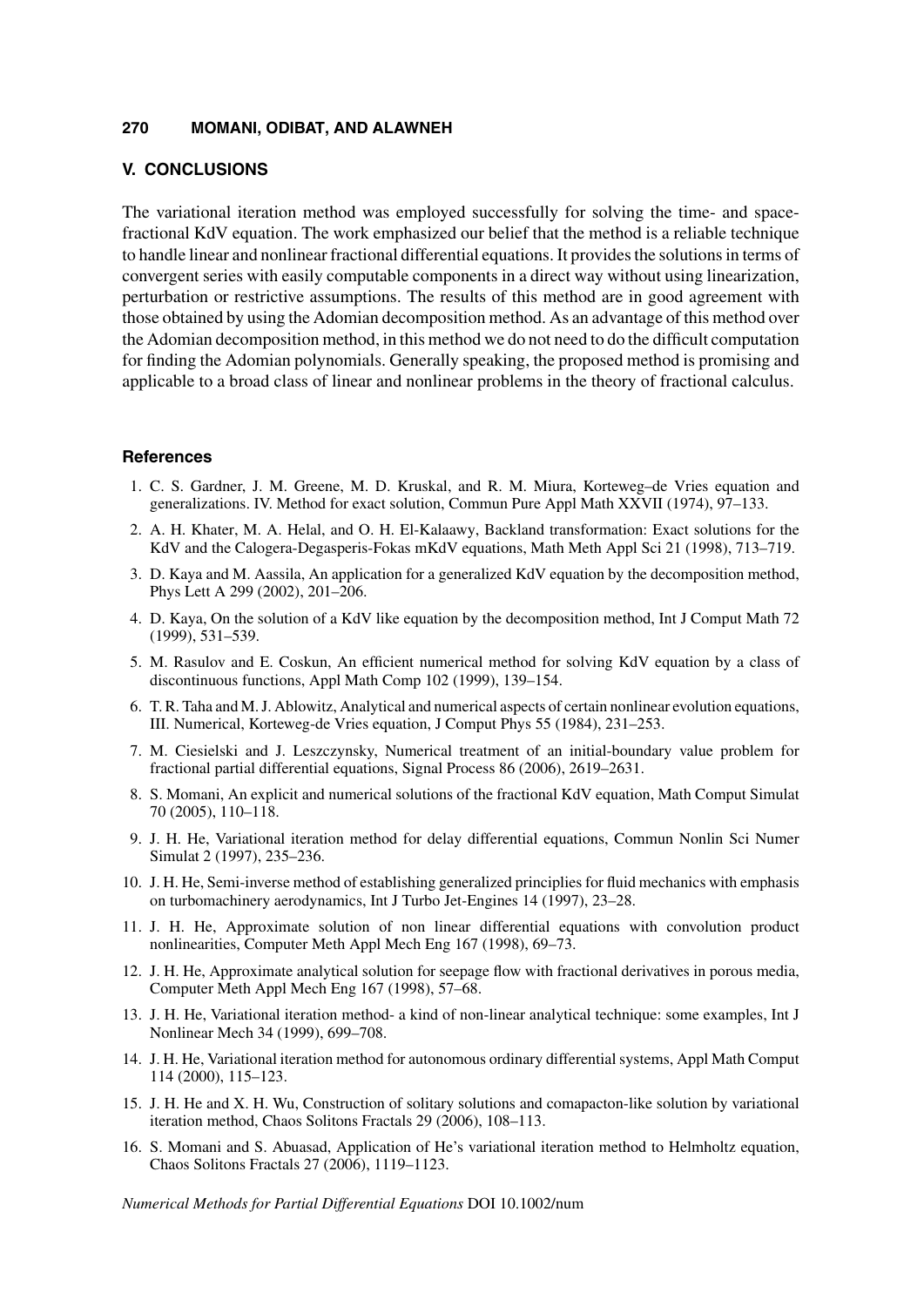## V. CONCLUSIONS

The variational iteration method was employed successfully for solving the time- and space-fractional KdV equation. The work emphasized our belief that the method is a reliable technique to handle linear and nonlinear fractional differential equations. It provides the solutions in terms of convergent series with easily computable components in a direct way without using linearization, perturbation or restrictive assumptions. The results of this method are in good agreement with those obtained by using the Adomian decomposition method. As an advantage of this method over the Adomian decomposition method, in this method we do not need to do the difficult computation for finding the Adomian polynomials. Generally speaking, the proposed method is promising and applicable to a broad class of linear and nonlinear problems in the theory of fractional calculus.

### References

1. C. S. Gardner, J. M. Greene, M. D. Kruskal, and R. M. Miura, Korteweg–de Vries equation and generalizations. IV. Method for exact solution, Commun Pure Appl Math XXVII (1974), 97–133.
2. A. H. Khater, M. A. Helal, and O. H. El-Kalaawy, Backland transformation: Exact solutions for the KdV and the Calogera-Degasperis-Fokas mKdV equations, Math Meth Appl Sci 21 (1998), 713–719.
3. D. Kaya and M. Aassila, An application for a generalized KdV equation by the decomposition method, Phys Lett A 299 (2002), 201–206.
4. D. Kaya, On the solution of a KdV like equation by the decomposition method, Int J Comput Math 72 (1999), 531–539.
5. M. Rasulov and E. Coskun, An efficient numerical method for solving KdV equation by a class of discontinuous functions, Appl Math Comp 102 (1999), 139–154.
6. T. R. Taha and M. J. Ablowitz, Analytical and numerical aspects of certain nonlinear evolution equations, III. Numerical, Korteweg-de Vries equation, J Comput Phys 55 (1984), 231–253.
7. M. Ciesielski and J. Leszczynsky, Numerical treatment of an initial-boundary value problem for fractional partial differential equations, Signal Process 86 (2006), 2619–2631.
8. S. Momani, An explicit and numerical solutions of the fractional KdV equation, Math Comput Simulat 70 (2005), 110–118.
9. J. H. He, Variational iteration method for delay differential equations, Commun Nonlin Sci Numer Simulat 2 (1997), 235–236.
10. J. H. He, Semi-inverse method of establishing generalized principlies for fluid mechanics with emphasis on turbomachinery aerodynamics, Int J Turbo Jet-Engines 14 (1997), 23–28.
11. J. H. He, Approximate solution of non linear differential equations with convolution product nonlinearities, Computer Meth Appl Mech Eng 167 (1998), 69–73.
12. J. H. He, Approximate analytical solution for seepage flow with fractional derivatives in porous media, Computer Meth Appl Mech Eng 167 (1998), 57–68.
13. J. H. He, Variational iteration method- a kind of non-linear analytical technique: some examples, Int J Nonlinear Mech 34 (1999), 699–708.
14. J. H. He, Variational iteration method for autonomous ordinary differential systems, Appl Math Comput 114 (2000), 115–123.
15. J. H. He and X. H. Wu, Construction of solitary solutions and comapacton-like solution by variational iteration method, Chaos Solitons Fractals 29 (2006), 108–113.
16. S. Momani and S. Abuasad, Application of He's variational iteration method to Helmholtz equation, Chaos Solitons Fractals 27 (2006), 1119–1123.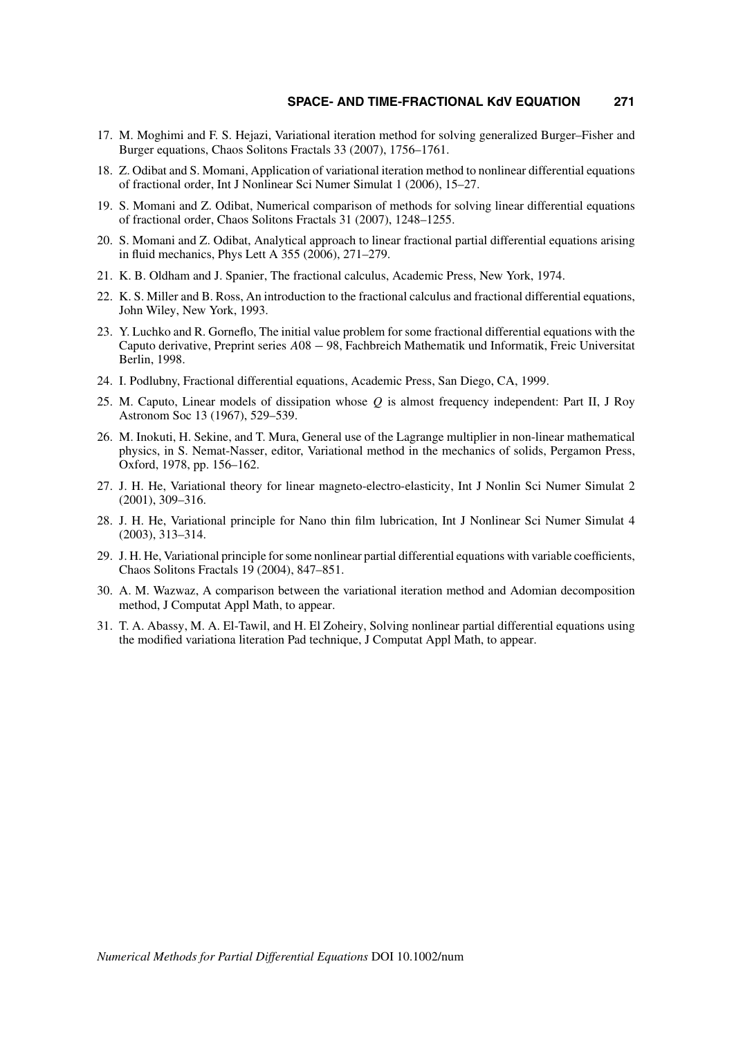17. M. Moghimi and F. S. Hejazi, Variational iteration method for solving generalized Burger–Fisher and Burger equations, Chaos Solitons Fractals 33 (2007), 1756–1761.
18. Z. Odibat and S. Momani, Application of variational iteration method to nonlinear differential equations of fractional order, Int J Nonlinear Sci Numer Simulat 1 (2006), 15–27.
19. S. Momani and Z. Odibat, Numerical comparison of methods for solving linear differential equations of fractional order, Chaos Solitons Fractals 31 (2007), 1248–1255.
20. S. Momani and Z. Odibat, Analytical approach to linear fractional partial differential equations arising in fluid mechanics, Phys Lett A 355 (2006), 271–279.
21. K. B. Oldham and J. Spanier, The fractional calculus, Academic Press, New York, 1974.
22. K. S. Miller and B. Ross, An introduction to the fractional calculus and fractional differential equations, John Wiley, New York, 1993.
23. Y. Luchko and R. Gorneflo, The initial value problem for some fractional differential equations with the Caputo derivative, Preprint series $A08-98$, Fachbreich Mathematik und Informatik, Freic Universitat Berlin, 1998.
24. I. Podlubny, Fractional differential equations, Academic Press, San Diego, CA, 1999.
25. M. Caputo, Linear models of dissipation whose $Q$ is almost frequency independent: Part II, J Roy Astronom Soc 13 (1967), 529–539.
26. M. Inokuti, H. Sekine, and T. Mura, General use of the Lagrange multiplier in non-linear mathematical physics, in S. Nemat-Nasser, editor, Variational method in the mechanics of solids, Pergamon Press, Oxford, 1978, pp. 156–162.
27. J. H. He, Variational theory for linear magneto-electro-elasticity, Int J Nonlin Sci Numer Simulat 2 (2001), 309–316.
28. J. H. He, Variational principle for Nano thin film lubrication, Int J Nonlinear Sci Numer Simulat 4 (2003), 313–314.
29. J. H. He, Variational principle for some nonlinear partial differential equations with variable coefficients, Chaos Solitons Fractals 19 (2004), 847–851.
30. A. M. Wazwaz, A comparison between the variational iteration method and Adomian decomposition method, J Computat Appl Math, to appear.
31. T. A. Abassy, M. A. El-Tawil, and H. El Zoheiry, Solving nonlinear partial differential equations using the modified variationa literation Pad technique, J Computat Appl Math, to appear.